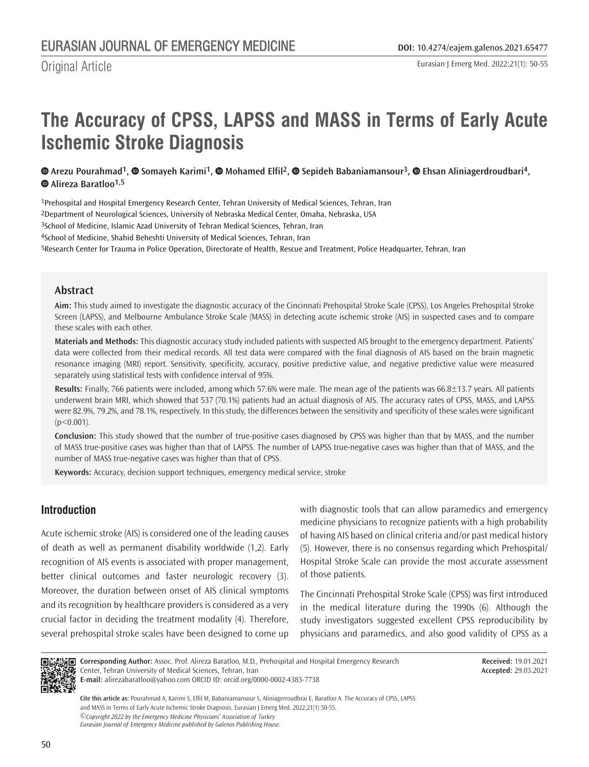Original Article

# The Accuracy of CPSS, LAPSS and MASS in Terms of Early Acute Ischemic Stroke Diagnosis

Arezu Pourahmad[1], Somayeh Karimi[1], Mohamed Elfil[2], Sepideh Babaniamansour[3], Ehsan Aliniagerdroudbari[4], Alireza Baratloo[1,5]

[1]Prehospital and Hospital Emergency Research Center, Tehran University of Medical Sciences, Tehran, Iran
[2]Department of Neurological Sciences, University of Nebraska Medical Center, Omaha, Nebraska, USA
[3]School of Medicine, Islamic Azad University of Tehran Medical Sciences, Tehran, Iran
[4]School of Medicine, Shahid Beheshti University of Medical Sciences, Tehran, Iran
[5]Research Center for Trauma in Police Operation, Directorate of Health, Rescue and Treatment, Police Headquarter, Tehran, Iran

## Abstract

**Aim:** This study aimed to investigate the diagnostic accuracy of the Cincinnati Prehospital Stroke Scale (CPSS), Los Angeles Prehospital Stroke Screen (LAPSS), and Melbourne Ambulance Stroke Scale (MASS) in detecting acute ischemic stroke (AIS) in suspected cases and to compare these scales with each other.

**Materials and Methods:** This diagnostic accuracy study included patients with suspected AIS brought to the emergency department. Patients' data were collected from their medical records. All test data were compared with the final diagnosis of AIS based on the brain magnetic resonance imaging (MRI) report. Sensitivity, specificity, accuracy, positive predictive value, and negative predictive value were measured separately using statistical tests with confidence interval of 95%.

**Results:** Finally, 766 patients were included, among which 57.6% were male. The mean age of the patients was 66.8±13.7 years. All patients underwent brain MRI, which showed that 537 (70.1%) patients had an actual diagnosis of AIS. The accuracy rates of CPSS, MASS, and LAPSS were 82.9%, 79.2%, and 78.1%, respectively. In this study, the differences between the sensitivity and specificity of these scales were significant ($p<0.001$).

**Conclusion:** This study showed that the number of true-positive cases diagnosed by CPSS was higher than that by MASS, and the number of MASS true-positive cases was higher than that of LAPSS. The number of LAPSS true-negative cases was higher than that of MASS, and the number of MASS true-negative cases was higher than that of CPSS.

**Keywords:** Accuracy, decision support techniques, emergency medical service, stroke

## Introduction

Acute ischemic stroke (AIS) is considered one of the leading causes of death as well as permanent disability worldwide (1,2). Early recognition of AIS events is associated with proper management, better clinical outcomes and faster neurologic recovery (3). Moreover, the duration between onset of AIS clinical symptoms and its recognition by healthcare providers is considered as a very crucial factor in deciding the treatment modality (4). Therefore, several prehospital stroke scales have been designed to come up with diagnostic tools that can allow paramedics and emergency medicine physicians to recognize patients with a high probability of having AIS based on clinical criteria and/or past medical history (5). However, there is no consensus regarding which Prehospital/Hospital Stroke Scale can provide the most accurate assessment of those patients.

The Cincinnati Prehospital Stroke Scale (CPSS) was first introduced in the medical literature during the 1990s (6). Although the study investigators suggested excellent CPSS reproducibility by physicians and paramedics, and also good validity of CPSS as a

**Corresponding Author:** Assoc. Prof. Alireza Baratloo, M.D., Prehospital and Hospital Emergency Research Center, Tehran University of Medical Sciences, Tehran, Iran
**E-mail:** alirezabaratloo@yahoo.com ORCID ID: orcid.org/0000-0002-4383-7738

**Received:** 19.01.2021
**Accepted:** 29.03.2021

**Cite this article as:** Pourahmad A, Karimi S, Elfil M, Babaniamansour S, Aliniagerroudbrai E, Baratloo A. The Accuracy of CPSS, LAPSS and MASS in Terms of Early Acute Ischemic Stroke Diagnosis. Eurasian J Emerg Med. 2022;21(1):50-55.

©Copyright 2022 by the Emergency Medicine Physicians' Association of Turkey
Eurasian Journal of Emergency Medicine published by Galenos Publishing House.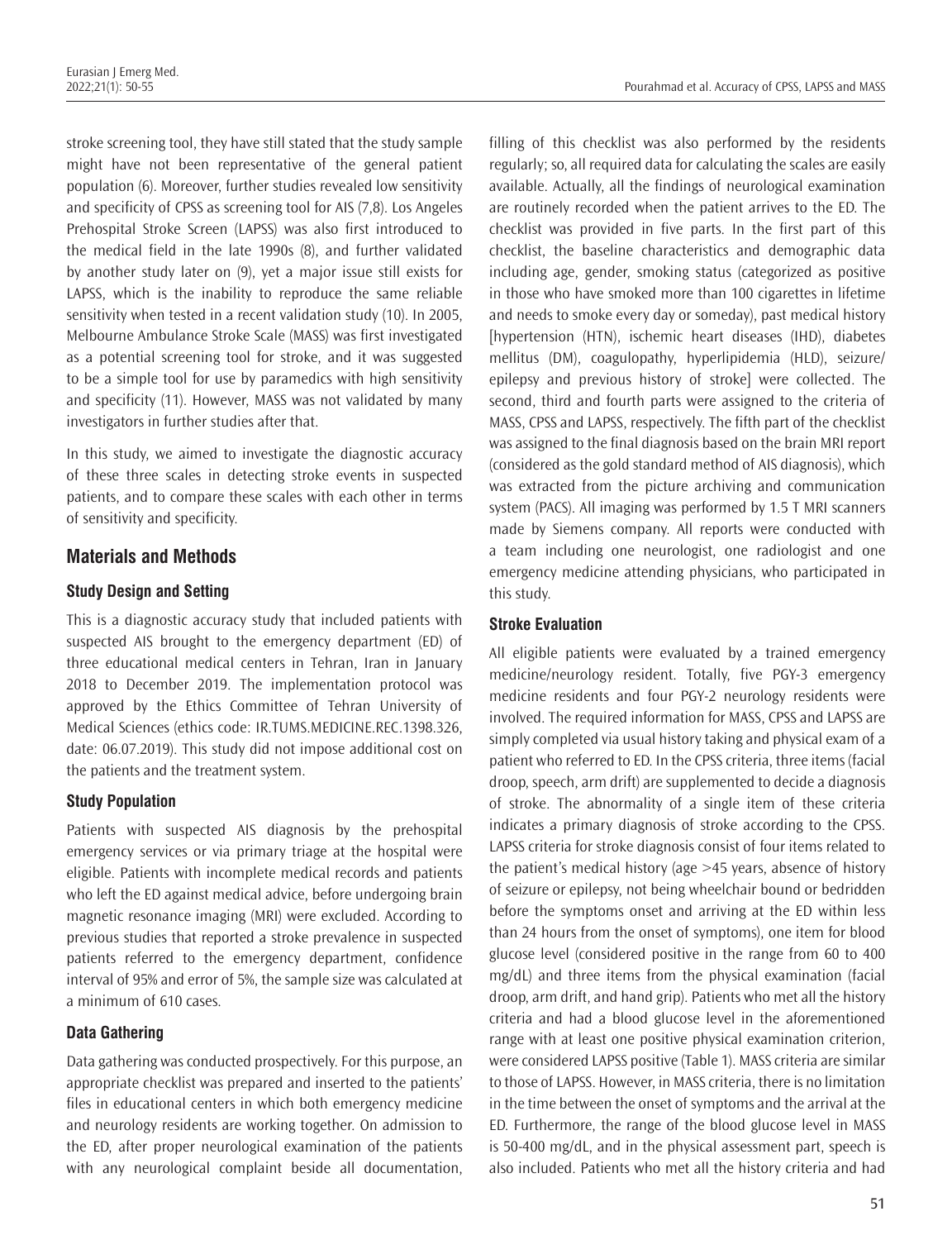stroke screening tool, they have still stated that the study sample might have not been representative of the general patient population (6). Moreover, further studies revealed low sensitivity and specificity of CPSS as screening tool for AIS (7,8). Los Angeles Prehospital Stroke Screen (LAPSS) was also first introduced to the medical field in the late 1990s (8), and further validated by another study later on (9), yet a major issue still exists for LAPSS, which is the inability to reproduce the same reliable sensitivity when tested in a recent validation study (10). In 2005, Melbourne Ambulance Stroke Scale (MASS) was first investigated as a potential screening tool for stroke, and it was suggested to be a simple tool for use by paramedics with high sensitivity and specificity (11). However, MASS was not validated by many investigators in further studies after that.

In this study, we aimed to investigate the diagnostic accuracy of these three scales in detecting stroke events in suspected patients, and to compare these scales with each other in terms of sensitivity and specificity.

## Materials and Methods

### Study Design and Setting

This is a diagnostic accuracy study that included patients with suspected AIS brought to the emergency department (ED) of three educational medical centers in Tehran, Iran in January 2018 to December 2019. The implementation protocol was approved by the Ethics Committee of Tehran University of Medical Sciences (ethics code: IR.TUMS.MEDICINE.REC.1398.326, date: 06.07.2019). This study did not impose additional cost on the patients and the treatment system.

### Study Population

Patients with suspected AIS diagnosis by the prehospital emergency services or via primary triage at the hospital were eligible. Patients with incomplete medical records and patients who left the ED against medical advice, before undergoing brain magnetic resonance imaging (MRI) were excluded. According to previous studies that reported a stroke prevalence in suspected patients referred to the emergency department, confidence interval of 95% and error of 5%, the sample size was calculated at a minimum of 610 cases.

### Data Gathering

Data gathering was conducted prospectively. For this purpose, an appropriate checklist was prepared and inserted to the patients' files in educational centers in which both emergency medicine and neurology residents are working together. On admission to the ED, after proper neurological examination of the patients with any neurological complaint beside all documentation, filling of this checklist was also performed by the residents regularly; so, all required data for calculating the scales are easily available. Actually, all the findings of neurological examination are routinely recorded when the patient arrives to the ED. The checklist was provided in five parts. In the first part of this checklist, the baseline characteristics and demographic data including age, gender, smoking status (categorized as positive in those who have smoked more than 100 cigarettes in lifetime and needs to smoke every day or someday), past medical history [hypertension (HTN), ischemic heart diseases (IHD), diabetes mellitus (DM), coagulopathy, hyperlipidemia (HLD), seizure/epilepsy and previous history of stroke] were collected. The second, third and fourth parts were assigned to the criteria of MASS, CPSS and LAPSS, respectively. The fifth part of the checklist was assigned to the final diagnosis based on the brain MRI report (considered as the gold standard method of AIS diagnosis), which was extracted from the picture archiving and communication system (PACS). All imaging was performed by 1.5 T MRI scanners made by Siemens company. All reports were conducted with a team including one neurologist, one radiologist and one emergency medicine attending physicians, who participated in this study.

### Stroke Evaluation

All eligible patients were evaluated by a trained emergency medicine/neurology resident. Totally, five PGY-3 emergency medicine residents and four PGY-2 neurology residents were involved. The required information for MASS, CPSS and LAPSS are simply completed via usual history taking and physical exam of a patient who referred to ED. In the CPSS criteria, three items (facial droop, speech, arm drift) are supplemented to decide a diagnosis of stroke. The abnormality of a single item of these criteria indicates a primary diagnosis of stroke according to the CPSS. LAPSS criteria for stroke diagnosis consist of four items related to the patient's medical history (age >45 years, absence of history of seizure or epilepsy, not being wheelchair bound or bedridden before the symptoms onset and arriving at the ED within less than 24 hours from the onset of symptoms), one item for blood glucose level (considered positive in the range from 60 to 400 mg/dL) and three items from the physical examination (facial droop, arm drift, and hand grip). Patients who met all the history criteria and had a blood glucose level in the aforementioned range with at least one positive physical examination criterion, were considered LAPSS positive (Table 1). MASS criteria are similar to those of LAPSS. However, in MASS criteria, there is no limitation in the time between the onset of symptoms and the arrival at the ED. Furthermore, the range of the blood glucose level in MASS is 50-400 mg/dL, and in the physical assessment part, speech is also included. Patients who met all the history criteria and had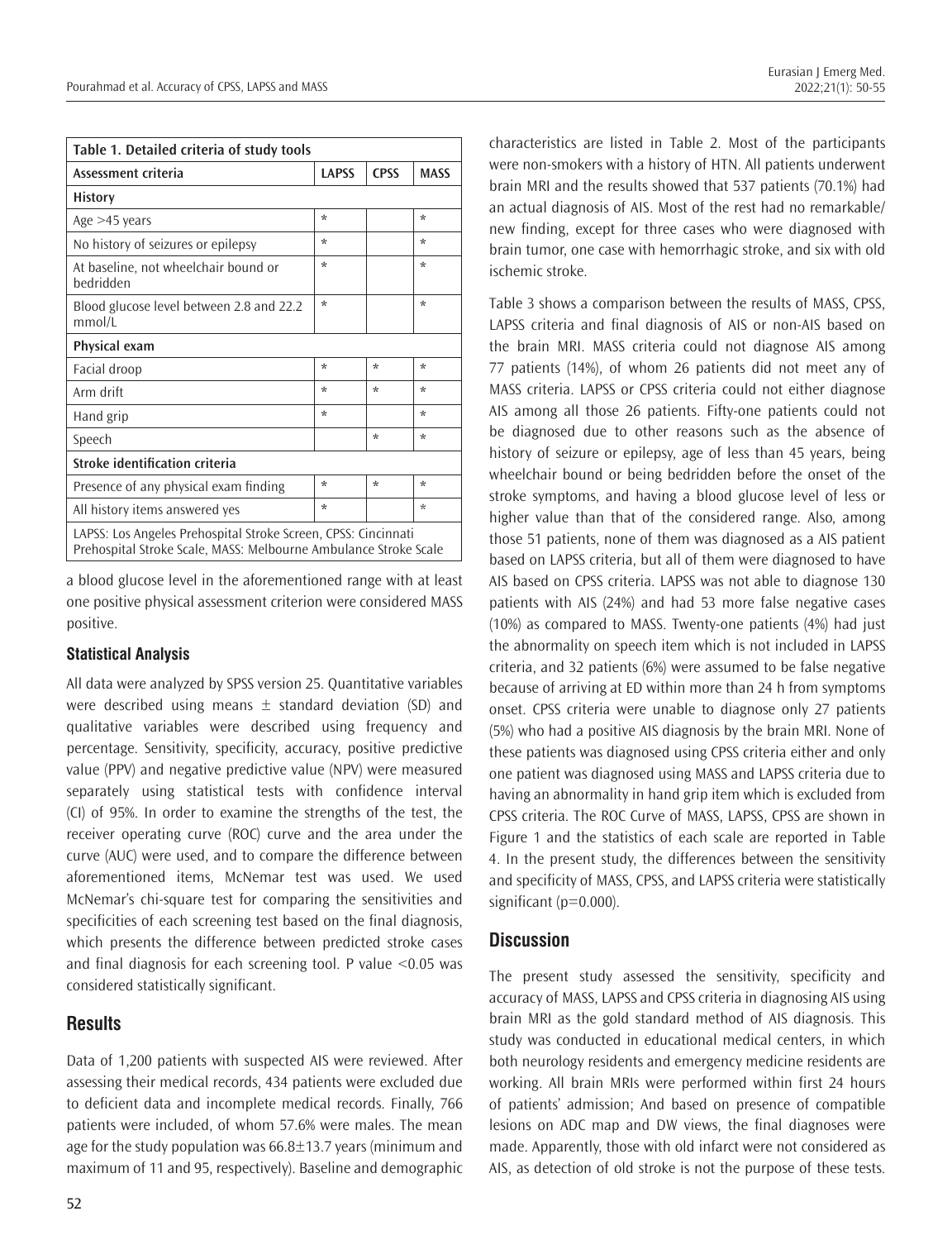| Table 1. Detailed criteria of study tools | | | |
|---|---|---|---|
| **Assessment criteria** | **LAPSS** | **CPSS** | **MASS** |
| **History** | | | |
| Age >45 years | * | | * |
| No history of seizures or epilepsy | * | | * |
| At baseline, not wheelchair bound or bedridden | * | | * |
| Blood glucose level between 2.8 and 22.2 mmol/L | * | | * |
| **Physical exam** | | | |
| Facial droop | * | * | * |
| Arm drift | * | * | * |
| Hand grip | * | | * |
| Speech | | * | * |
| **Stroke identification criteria** | | | |
| Presence of any physical exam finding | * | * | * |
| All history items answered yes | * | | * |
| LAPSS: Los Angeles Prehospital Stroke Screen, CPSS: Cincinnati Prehospital Stroke Scale, MASS: Melbourne Ambulance Stroke Scale | | | |

a blood glucose level in the aforementioned range with at least one positive physical assessment criterion were considered MASS positive.

### Statistical Analysis

All data were analyzed by SPSS version 25. Quantitative variables were described using means ± standard deviation (SD) and qualitative variables were described using frequency and percentage. Sensitivity, specificity, accuracy, positive predictive value (PPV) and negative predictive value (NPV) were measured separately using statistical tests with confidence interval (CI) of 95%. In order to examine the strengths of the test, the receiver operating curve (ROC) curve and the area under the curve (AUC) were used, and to compare the difference between aforementioned items, McNemar test was used. We used McNemar's chi-square test for comparing the sensitivities and specificities of each screening test based on the final diagnosis, which presents the difference between predicted stroke cases and final diagnosis for each screening tool. P value <0.05 was considered statistically significant.

## Results

Data of 1,200 patients with suspected AIS were reviewed. After assessing their medical records, 434 patients were excluded due to deficient data and incomplete medical records. Finally, 766 patients were included, of whom 57.6% were males. The mean age for the study population was 66.8±13.7 years (minimum and maximum of 11 and 95, respectively). Baseline and demographic characteristics are listed in Table 2. Most of the participants were non-smokers with a history of HTN. All patients underwent brain MRI and the results showed that 537 patients (70.1%) had an actual diagnosis of AIS. Most of the rest had no remarkable/new finding, except for three cases who were diagnosed with brain tumor, one case with hemorrhagic stroke, and six with old ischemic stroke.

Table 3 shows a comparison between the results of MASS, CPSS, LAPSS criteria and final diagnosis of AIS or non-AIS based on the brain MRI. MASS criteria could not diagnose AIS among 77 patients (14%), of whom 26 patients did not meet any of MASS criteria. LAPSS or CPSS criteria could not either diagnose AIS among all those 26 patients. Fifty-one patients could not be diagnosed due to other reasons such as the absence of history of seizure or epilepsy, age of less than 45 years, being wheelchair bound or being bedridden before the onset of the stroke symptoms, and having a blood glucose level of less or higher value than that of the considered range. Also, among those 51 patients, none of them was diagnosed as a AIS patient based on LAPSS criteria, but all of them were diagnosed to have AIS based on CPSS criteria. LAPSS was not able to diagnose 130 patients with AIS (24%) and had 53 more false negative cases (10%) as compared to MASS. Twenty-one patients (4%) had just the abnormality on speech item which is not included in LAPSS criteria, and 32 patients (6%) were assumed to be false negative because of arriving at ED within more than 24 h from symptoms onset. CPSS criteria were unable to diagnose only 27 patients (5%) who had a positive AIS diagnosis by the brain MRI. None of these patients was diagnosed using CPSS criteria either and only one patient was diagnosed using MASS and LAPSS criteria due to having an abnormality in hand grip item which is excluded from CPSS criteria. The ROC Curve of MASS, LAPSS, CPSS are shown in Figure 1 and the statistics of each scale are reported in Table 4. In the present study, the differences between the sensitivity and specificity of MASS, CPSS, and LAPSS criteria were statistically significant (p=0.000).

## Discussion

The present study assessed the sensitivity, specificity and accuracy of MASS, LAPSS and CPSS criteria in diagnosing AIS using brain MRI as the gold standard method of AIS diagnosis. This study was conducted in educational medical centers, in which both neurology residents and emergency medicine residents are working. All brain MRIs were performed within first 24 hours of patients' admission; And based on presence of compatible lesions on ADC map and DW views, the final diagnoses were made. Apparently, those with old infarct were not considered as AIS, as detection of old stroke is not the purpose of these tests.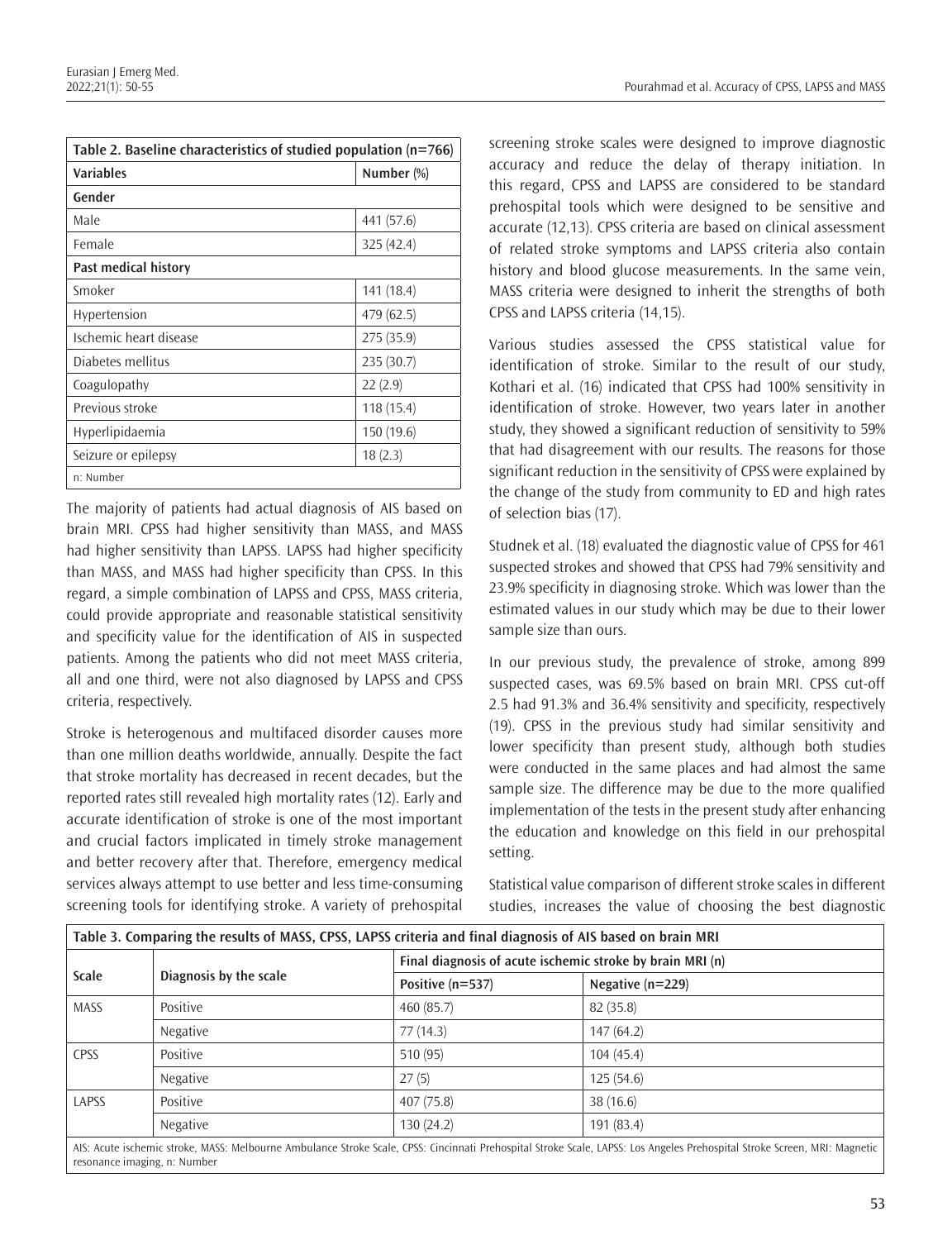| Table 2. Baseline characteristics of studied population (n=766) | |
|---|---|
| **Variables** | **Number (%)** |
| **Gender** | |
| Male | 441 (57.6) |
| Female | 325 (42.4) |
| **Past medical history** | |
| Smoker | 141 (18.4) |
| Hypertension | 479 (62.5) |
| Ischemic heart disease | 275 (35.9) |
| Diabetes mellitus | 235 (30.7) |
| Coagulopathy | 22 (2.9) |
| Previous stroke | 118 (15.4) |
| Hyperlipidaemia | 150 (19.6) |
| Seizure or epilepsy | 18 (2.3) |
| n: Number | |

The majority of patients had actual diagnosis of AIS based on brain MRI. CPSS had higher sensitivity than MASS, and MASS had higher sensitivity than LAPSS. LAPSS had higher specificity than MASS, and MASS had higher specificity than CPSS. In this regard, a simple combination of LAPSS and CPSS, MASS criteria, could provide appropriate and reasonable statistical sensitivity and specificity value for the identification of AIS in suspected patients. Among the patients who did not meet MASS criteria, all and one third, were not also diagnosed by LAPSS and CPSS criteria, respectively.

Stroke is heterogenous and multifaced disorder causes more than one million deaths worldwide, annually. Despite the fact that stroke mortality has decreased in recent decades, but the reported rates still revealed high mortality rates (12). Early and accurate identification of stroke is one of the most important and crucial factors implicated in timely stroke management and better recovery after that. Therefore, emergency medical services always attempt to use better and less time-consuming screening tools for identifying stroke. A variety of prehospital screening stroke scales were designed to improve diagnostic accuracy and reduce the delay of therapy initiation. In this regard, CPSS and LAPSS are considered to be standard prehospital tools which were designed to be sensitive and accurate (12,13). CPSS criteria are based on clinical assessment of related stroke symptoms and LAPSS criteria also contain history and blood glucose measurements. In the same vein, MASS criteria were designed to inherit the strengths of both CPSS and LAPSS criteria (14,15).

Various studies assessed the CPSS statistical value for identification of stroke. Similar to the result of our study, Kothari et al. (16) indicated that CPSS had 100% sensitivity in identification of stroke. However, two years later in another study, they showed a significant reduction of sensitivity to 59% that had disagreement with our results. The reasons for those significant reduction in the sensitivity of CPSS were explained by the change of the study from community to ED and high rates of selection bias (17).

Studnek et al. (18) evaluated the diagnostic value of CPSS for 461 suspected strokes and showed that CPSS had 79% sensitivity and 23.9% specificity in diagnosing stroke. Which was lower than the estimated values in our study which may be due to their lower sample size than ours.

In our previous study, the prevalence of stroke, among 899 suspected cases, was 69.5% based on brain MRI. CPSS cut-off 2.5 had 91.3% and 36.4% sensitivity and specificity, respectively (19). CPSS in the previous study had similar sensitivity and lower specificity than present study, although both studies were conducted in the same places and had almost the same sample size. The difference may be due to the more qualified implementation of the tests in the present study after enhancing the education and knowledge on this field in our prehospital setting.

Statistical value comparison of different stroke scales in different studies, increases the value of choosing the best diagnostic

| Table 3. Comparing the results of MASS, CPSS, LAPSS criteria and final diagnosis of AIS based on brain MRI | | | |
|---|---|---|---|
| **Scale** | **Diagnosis by the scale** | **Final diagnosis of acute ischemic stroke by brain MRI (n)** | |
| | | **Positive (n=537)** | **Negative (n=229)** |
| MASS | Positive | 460 (85.7) | 82 (35.8) |
| | Negative | 77 (14.3) | 147 (64.2) |
| CPSS | Positive | 510 (95) | 104 (45.4) |
| | Negative | 27 (5) | 125 (54.6) |
| LAPSS | Positive | 407 (75.8) | 38 (16.6) |
| | Negative | 130 (24.2) | 191 (83.4) |

AIS: Acute ischemic stroke, MASS: Melbourne Ambulance Stroke Scale, CPSS: Cincinnati Prehospital Stroke Scale, LAPSS: Los Angeles Prehospital Stroke Screen, MRI: Magnetic resonance imaging, n: Number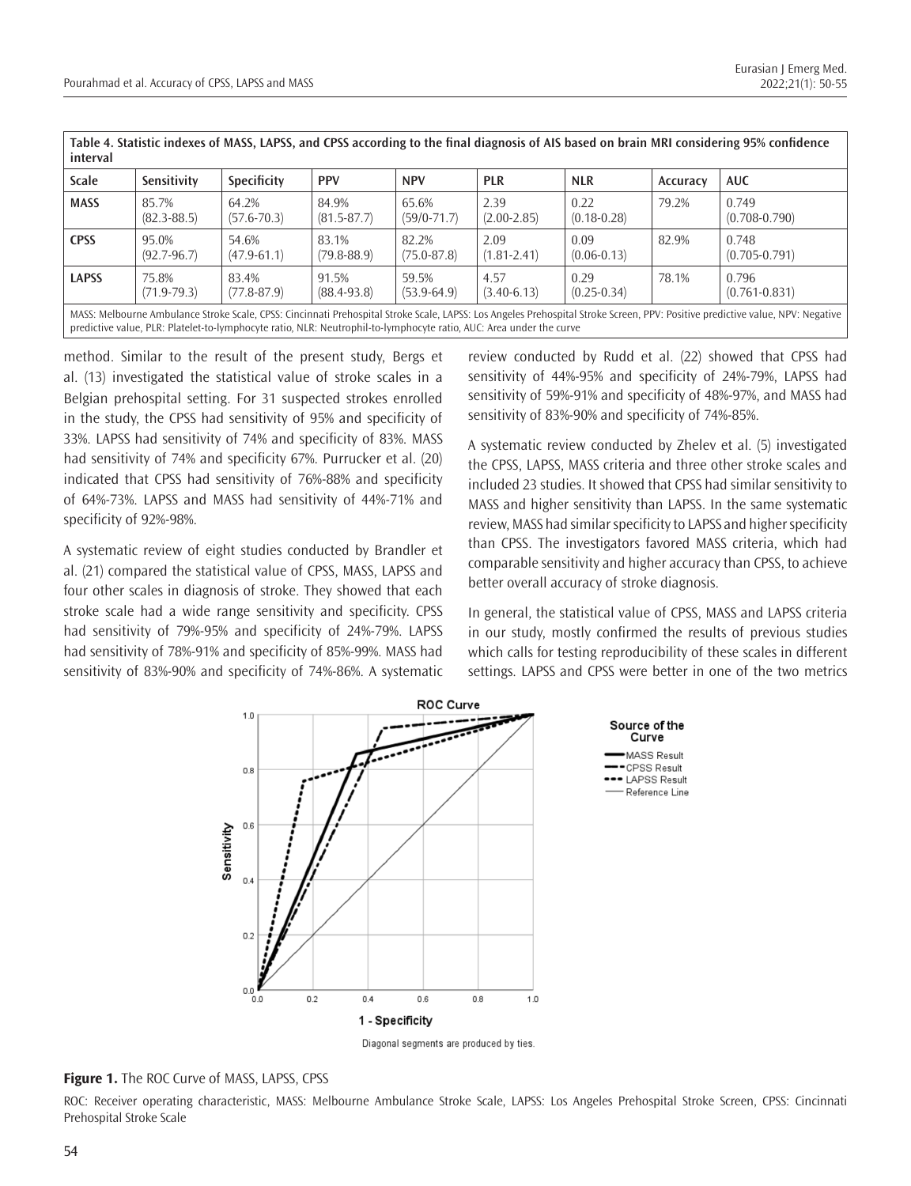**Table 4. Statistic indexes of MASS, LAPSS, and CPSS according to the final diagnosis of AIS based on brain MRI considering 95% confidence interval**

| Scale | Sensitivity | Specificity | PPV | NPV | PLR | NLR | Accuracy | AUC |
|---|---|---|---|---|---|---|---|---|
| MASS | 85.7% (82.3-88.5) | 64.2% (57.6-70.3) | 84.9% (81.5-87.7) | 65.6% (59/0-71.7) | 2.39 (2.00-2.85) | 0.22 (0.18-0.28) | 79.2% | 0.749 (0.708-0.790) |
| CPSS | 95.0% (92.7-96.7) | 54.6% (47.9-61.1) | 83.1% (79.8-88.9) | 82.2% (75.0-87.8) | 2.09 (1.81-2.41) | 0.09 (0.06-0.13) | 82.9% | 0.748 (0.705-0.791) |
| LAPSS | 75.8% (71.9-79.3) | 83.4% (77.8-87.9) | 91.5% (88.4-93.8) | 59.5% (53.9-64.9) | 4.57 (3.40-6.13) | 0.29 (0.25-0.34) | 78.1% | 0.796 (0.761-0.831) |

MASS: Melbourne Ambulance Stroke Scale, CPSS: Cincinnati Prehospital Stroke Scale, LAPSS: Los Angeles Prehospital Stroke Screen, PPV: Positive predictive value, NPV: Negative predictive value, PLR: Platelet-to-lymphocyte ratio, NLR: Neutrophil-to-lymphocyte ratio, AUC: Area under the curve

method. Similar to the result of the present study, Bergs et al. (13) investigated the statistical value of stroke scales in a Belgian prehospital setting. For 31 suspected strokes enrolled in the study, the CPSS had sensitivity of 95% and specificity of 33%. LAPSS had sensitivity of 74% and specificity of 83%. MASS had sensitivity of 74% and specificity 67%. Purrucker et al. (20) indicated that CPSS had sensitivity of 76%-88% and specificity of 64%-73%. LAPSS and MASS had sensitivity of 44%-71% and specificity of 92%-98%.

A systematic review of eight studies conducted by Brandler et al. (21) compared the statistical value of CPSS, MASS, LAPSS and four other scales in diagnosis of stroke. They showed that each stroke scale had a wide range sensitivity and specificity. CPSS had sensitivity of 79%-95% and specificity of 24%-79%. LAPSS had sensitivity of 78%-91% and specificity of 85%-99%. MASS had sensitivity of 83%-90% and specificity of 74%-86%. A systematic review conducted by Rudd et al. (22) showed that CPSS had sensitivity of 44%-95% and specificity of 24%-79%, LAPSS had sensitivity of 59%-91% and specificity of 48%-97%, and MASS had sensitivity of 83%-90% and specificity of 74%-85%.

A systematic review conducted by Zhelev et al. (5) investigated the CPSS, LAPSS, MASS criteria and three other stroke scales and included 23 studies. It showed that CPSS had similar sensitivity to MASS and higher sensitivity than LAPSS. In the same systematic review, MASS had similar specificity to LAPSS and higher specificity than CPSS. The investigators favored MASS criteria, which had comparable sensitivity and higher accuracy than CPSS, to achieve better overall accuracy of stroke diagnosis.

In general, the statistical value of CPSS, MASS and LAPSS criteria in our study, mostly confirmed the results of previous studies which calls for testing reproducibility of these scales in different settings. LAPSS and CPSS were better in one of the two metrics

**Figure 1.** The ROC Curve of MASS, LAPSS, CPSS

ROC: Receiver operating characteristic, MASS: Melbourne Ambulance Stroke Scale, LAPSS: Los Angeles Prehospital Stroke Screen, CPSS: Cincinnati Prehospital Stroke Scale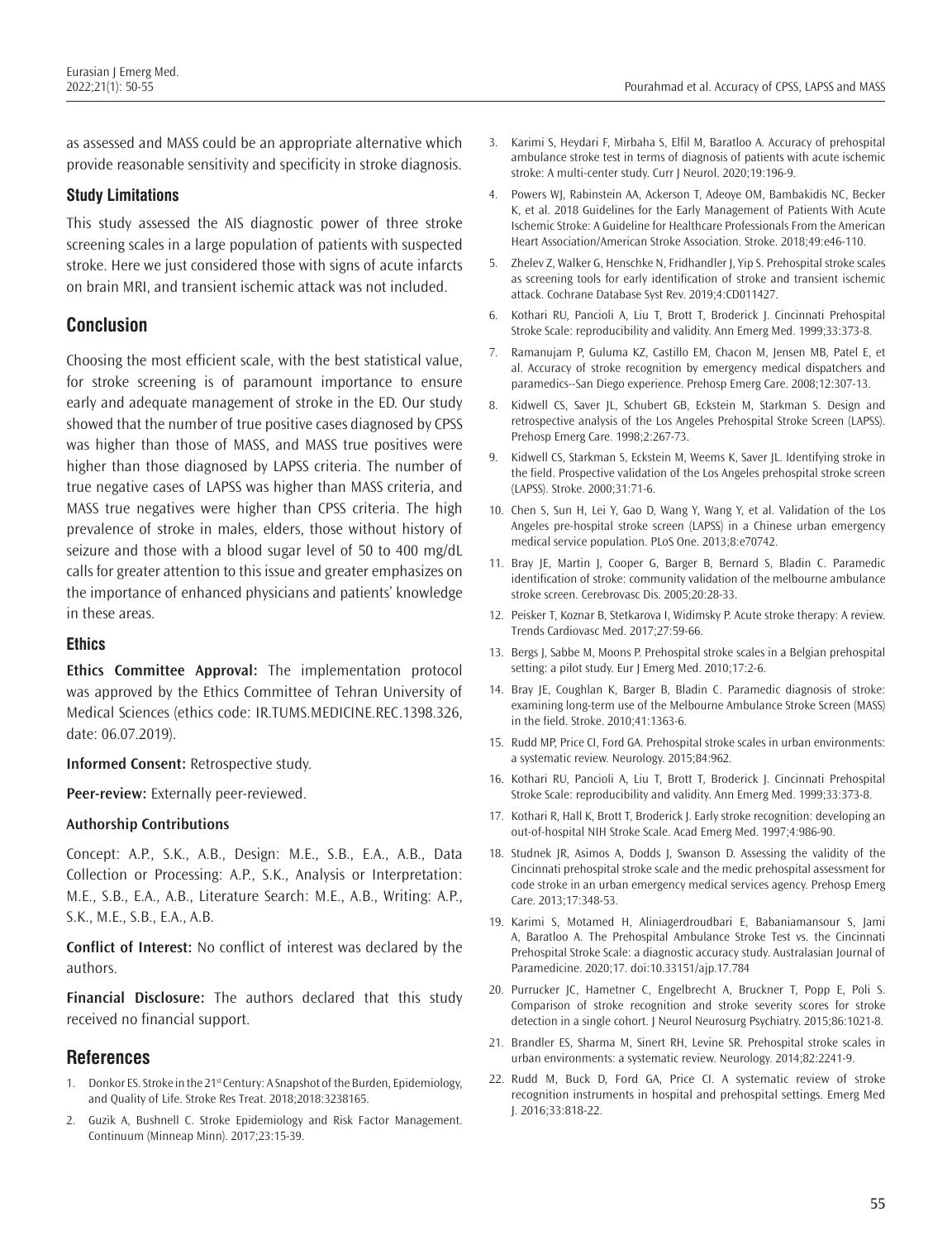as assessed and MASS could be an appropriate alternative which provide reasonable sensitivity and specificity in stroke diagnosis.

### Study Limitations

This study assessed the AIS diagnostic power of three stroke screening scales in a large population of patients with suspected stroke. Here we just considered those with signs of acute infarcts on brain MRI, and transient ischemic attack was not included.

## Conclusion

Choosing the most efficient scale, with the best statistical value, for stroke screening is of paramount importance to ensure early and adequate management of stroke in the ED. Our study showed that the number of true positive cases diagnosed by CPSS was higher than those of MASS, and MASS true positives were higher than those diagnosed by LAPSS criteria. The number of true negative cases of LAPSS was higher than MASS criteria, and MASS true negatives were higher than CPSS criteria. The high prevalence of stroke in males, elders, those without history of seizure and those with a blood sugar level of 50 to 400 mg/dL calls for greater attention to this issue and greater emphasizes on the importance of enhanced physicians and patients' knowledge in these areas.

### Ethics

**Ethics Committee Approval:** The implementation protocol was approved by the Ethics Committee of Tehran University of Medical Sciences (ethics code: IR.TUMS.MEDICINE.REC.1398.326, date: 06.07.2019).

**Informed Consent:** Retrospective study.

**Peer-review:** Externally peer-reviewed.

**Authorship Contributions**

Concept: A.P., S.K., A.B., Design: M.E., S.B., E.A., A.B., Data Collection or Processing: A.P., S.K., Analysis or Interpretation: M.E., S.B., E.A., A.B., Literature Search: M.E., A.B., Writing: A.P., S.K., M.E., S.B., E.A., A.B.

**Conflict of Interest:** No conflict of interest was declared by the authors.

**Financial Disclosure:** The authors declared that this study received no financial support.

## References

1. Donkor ES. Stroke in the 21st Century: A Snapshot of the Burden, Epidemiology, and Quality of Life. Stroke Res Treat. 2018;2018:3238165.
2. Guzik A, Bushnell C. Stroke Epidemiology and Risk Factor Management. Continuum (Minneap Minn). 2017;23:15-39.
3. Karimi S, Heydari F, Mirbaha S, Elfil M, Baratloo A. Accuracy of prehospital ambulance stroke test in terms of diagnosis of patients with acute ischemic stroke: A multi-center study. Curr J Neurol. 2020;19:196-9.
4. Powers WJ, Rabinstein AA, Ackerson T, Adeoye OM, Bambakidis NC, Becker K, et al. 2018 Guidelines for the Early Management of Patients With Acute Ischemic Stroke: A Guideline for Healthcare Professionals From the American Heart Association/American Stroke Association. Stroke. 2018;49:e46-110.
5. Zhelev Z, Walker G, Henschke N, Fridhandler J, Yip S. Prehospital stroke scales as screening tools for early identification of stroke and transient ischemic attack. Cochrane Database Syst Rev. 2019;4:CD011427.
6. Kothari RU, Pancioli A, Liu T, Brott T, Broderick J. Cincinnati Prehospital Stroke Scale: reproducibility and validity. Ann Emerg Med. 1999;33:373-8.
7. Ramanujam P, Guluma KZ, Castillo EM, Chacon M, Jensen MB, Patel E, et al. Accuracy of stroke recognition by emergency medical dispatchers and paramedics--San Diego experience. Prehosp Emerg Care. 2008;12:307-13.
8. Kidwell CS, Saver JL, Schubert GB, Eckstein M, Starkman S. Design and retrospective analysis of the Los Angeles Prehospital Stroke Screen (LAPSS). Prehosp Emerg Care. 1998;2:267-73.
9. Kidwell CS, Starkman S, Eckstein M, Weems K, Saver JL. Identifying stroke in the field. Prospective validation of the Los Angeles prehospital stroke screen (LAPSS). Stroke. 2000;31:71-6.
10. Chen S, Sun H, Lei Y, Gao D, Wang Y, Wang Y, et al. Validation of the Los Angeles pre-hospital stroke screen (LAPSS) in a Chinese urban emergency medical service population. PLoS One. 2013;8:e70742.
11. Bray JE, Martin J, Cooper G, Barger B, Bernard S, Bladin C. Paramedic identification of stroke: community validation of the melbourne ambulance stroke screen. Cerebrovasc Dis. 2005;20:28-33.
12. Peisker T, Koznar B, Stetkarova I, Widimsky P. Acute stroke therapy: A review. Trends Cardiovasc Med. 2017;27:59-66.
13. Bergs J, Sabbe M, Moons P. Prehospital stroke scales in a Belgian prehospital setting: a pilot study. Eur J Emerg Med. 2010;17:2-6.
14. Bray JE, Coughlan K, Barger B, Bladin C. Paramedic diagnosis of stroke: examining long-term use of the Melbourne Ambulance Stroke Screen (MASS) in the field. Stroke. 2010;41:1363-6.
15. Rudd MP, Price CI, Ford GA. Prehospital stroke scales in urban environments: a systematic review. Neurology. 2015;84:962.
16. Kothari RU, Pancioli A, Liu T, Brott T, Broderick J. Cincinnati Prehospital Stroke Scale: reproducibility and validity. Ann Emerg Med. 1999;33:373-8.
17. Kothari R, Hall K, Brott T, Broderick J. Early stroke recognition: developing an out-of-hospital NIH Stroke Scale. Acad Emerg Med. 1997;4:986-90.
18. Studnek JR, Asimos A, Dodds J, Swanson D. Assessing the validity of the Cincinnati prehospital stroke scale and the medic prehospital assessment for code stroke in an urban emergency medical services agency. Prehosp Emerg Care. 2013;17:348-53.
19. Karimi S, Motamed H, Aliniagerdroudbari E, Babaniamansour S, Jami A, Baratloo A. The Prehospital Ambulance Stroke Test vs. the Cincinnati Prehospital Stroke Scale: a diagnostic accuracy study. Australasian Journal of Paramedicine. 2020;17. doi:10.33151/ajp.17.784
20. Purrucker JC, Hametner C, Engelbrecht A, Bruckner T, Popp E, Poli S. Comparison of stroke recognition and stroke severity scores for stroke detection in a single cohort. J Neurol Neurosurg Psychiatry. 2015;86:1021-8.
21. Brandler ES, Sharma M, Sinert RH, Levine SR. Prehospital stroke scales in urban environments: a systematic review. Neurology. 2014;82:2241-9.
22. Rudd M, Buck D, Ford GA, Price CI. A systematic review of stroke recognition instruments in hospital and prehospital settings. Emerg Med J. 2016;33:818-22.